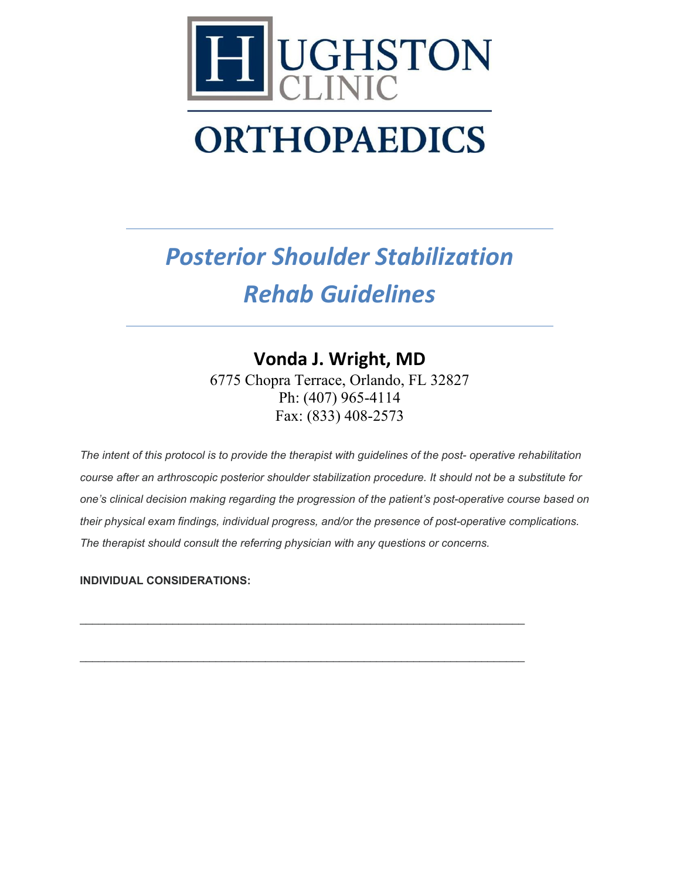# HUGHSTON CLINIC ORTHOPAEDICS

# *Posterior Shoulder Stabilization Rehab Guidelines*

## Vonda J. Wright, MD

6775 Chopra Terrace, Orlando, FL 32827
Ph: (407) 965-4114
Fax: (833) 408-2573

*The intent of this protocol is to provide the therapist with guidelines of the post- operative rehabilitation course after an arthroscopic posterior shoulder stabilization procedure. It should not be a substitute for one's clinical decision making regarding the progression of the patient's post-operative course based on their physical exam findings, individual progress, and/or the presence of post-operative complications. The therapist should consult the referring physician with any questions or concerns.*

**INDIVIDUAL CONSIDERATIONS:**

_______________________________________________________________________

_______________________________________________________________________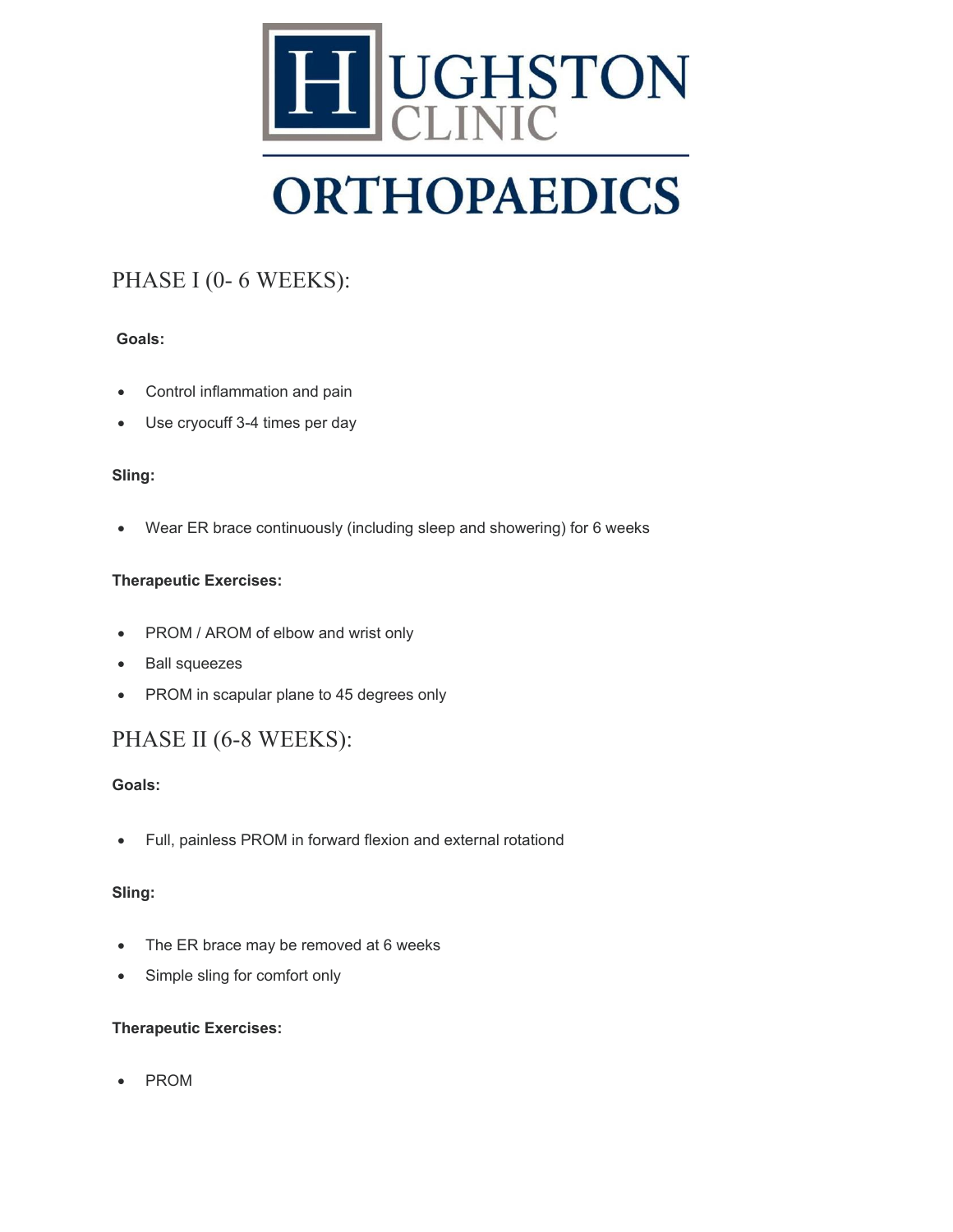# HUGHSTON CLINIC ORTHOPAEDICS

## PHASE I (0- 6 WEEKS):

**Goals:**

- Control inflammation and pain
- Use cryocuff 3-4 times per day

**Sling:**

- Wear ER brace continuously (including sleep and showering) for 6 weeks

**Therapeutic Exercises:**

- PROM / AROM of elbow and wrist only
- Ball squeezes
- PROM in scapular plane to 45 degrees only

## PHASE II (6-8 WEEKS):

**Goals:**

- Full, painless PROM in forward flexion and external rotationd

**Sling:**

- The ER brace may be removed at 6 weeks
- Simple sling for comfort only

**Therapeutic Exercises:**

- PROM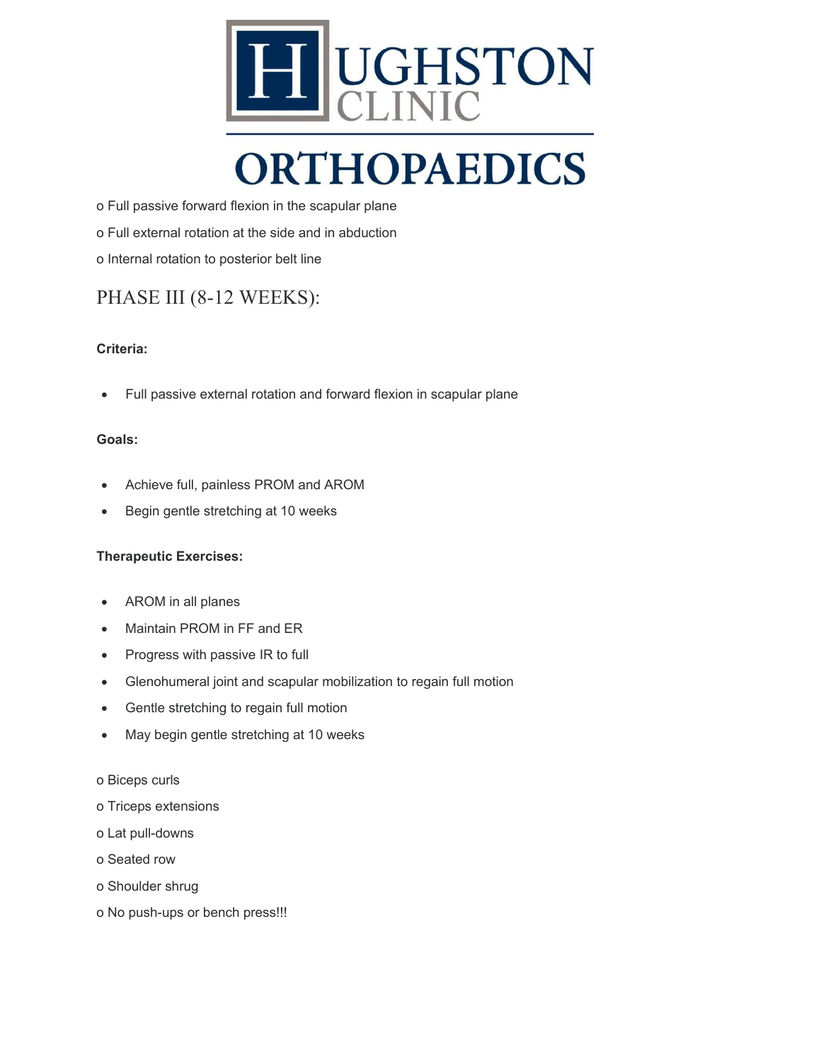o Full passive forward flexion in the scapular plane

o Full external rotation at the side and in abduction

o Internal rotation to posterior belt line

## PHASE III (8-12 WEEKS):

**Criteria:**

- Full passive external rotation and forward flexion in scapular plane

**Goals:**

- Achieve full, painless PROM and AROM
- Begin gentle stretching at 10 weeks

**Therapeutic Exercises:**

- AROM in all planes
- Maintain PROM in FF and ER
- Progress with passive IR to full
- Glenohumeral joint and scapular mobilization to regain full motion
- Gentle stretching to regain full motion
- May begin gentle stretching at 10 weeks

o Biceps curls

o Triceps extensions

o Lat pull-downs

o Seated row

o Shoulder shrug

o No push-ups or bench press!!!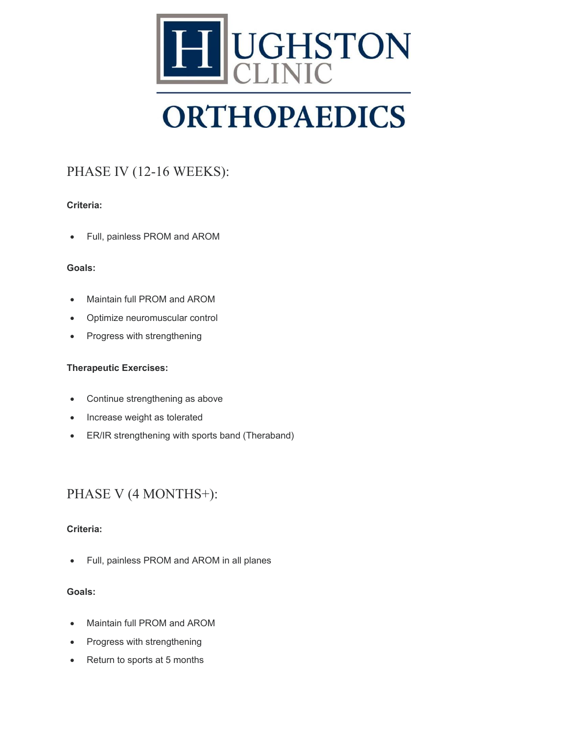## PHASE IV (12-16 WEEKS):

**Criteria:**

- Full, painless PROM and AROM

**Goals:**

- Maintain full PROM and AROM
- Optimize neuromuscular control
- Progress with strengthening

**Therapeutic Exercises:**

- Continue strengthening as above
- Increase weight as tolerated
- ER/IR strengthening with sports band (Theraband)

## PHASE V (4 MONTHS+):

**Criteria:**

- Full, painless PROM and AROM in all planes

**Goals:**

- Maintain full PROM and AROM
- Progress with strengthening
- Return to sports at 5 months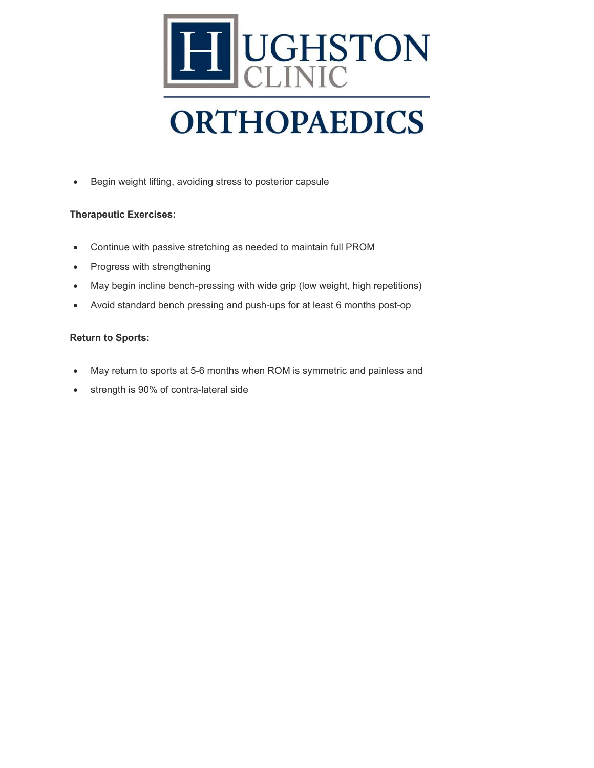- Begin weight lifting, avoiding stress to posterior capsule

**Therapeutic Exercises:**

- Continue with passive stretching as needed to maintain full PROM
- Progress with strengthening
- May begin incline bench-pressing with wide grip (low weight, high repetitions)
- Avoid standard bench pressing and push-ups for at least 6 months post-op

**Return to Sports:**

- May return to sports at 5-6 months when ROM is symmetric and painless and
- strength is 90% of contra-lateral side